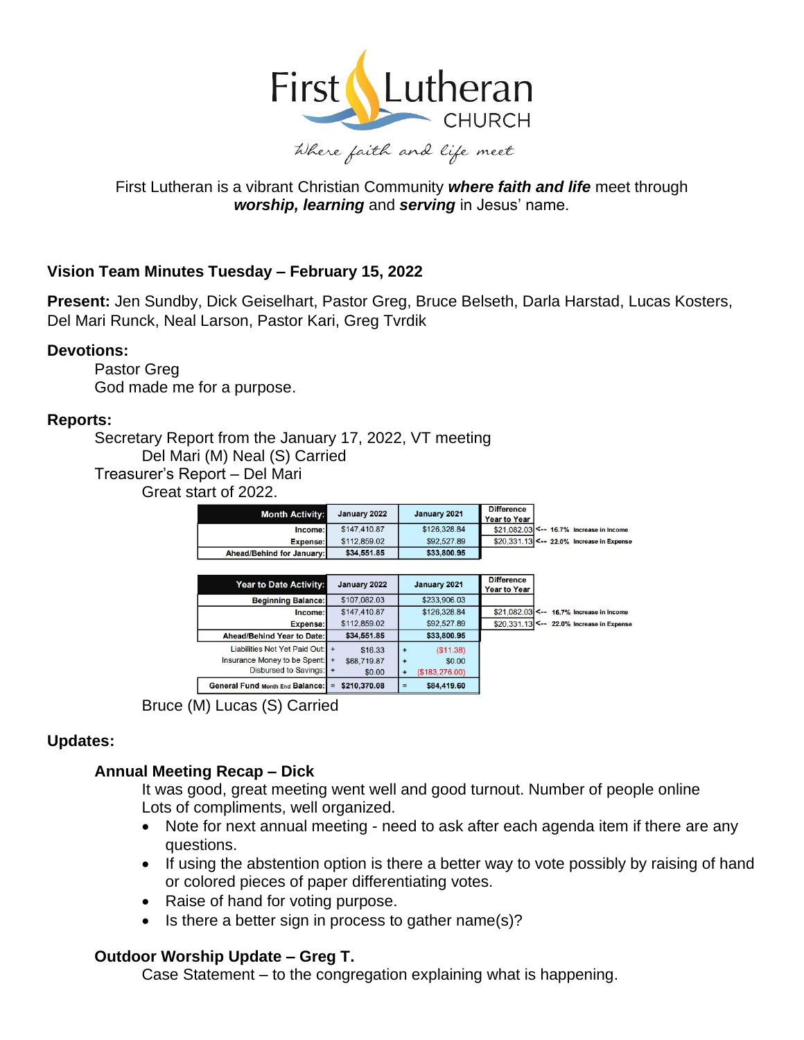First Lutheran CHURCH

*Where faith and life meet*

First Lutheran is a vibrant Christian Community ***where faith and life*** meet through ***worship, learning*** and ***serving*** in Jesus' name.

## Vision Team Minutes Tuesday – February 15, 2022

**Present:** Jen Sundby, Dick Geiselhart, Pastor Greg, Bruce Belseth, Darla Harstad, Lucas Kosters, Del Mari Runck, Neal Larson, Pastor Kari, Greg Tvrdik

### Devotions:

Pastor Greg
God made me for a purpose.

### Reports:

Secretary Report from the January 17, 2022, VT meeting
Del Mari (M) Neal (S) Carried

Treasurer's Report – Del Mari
Great start of 2022.

| Month Activity: | January 2022 | January 2021 | Difference Year to Year | |
|---|---|---|---|---|
| Income: | $147,410.87 | $126,328.84 | $21,082.03 | <-- 16.7% Increase in Income |
| Expense: | $112,859.02 | $92,527.89 | $20,331.13 | <-- 22.0% Increase in Expense |
| Ahead/Behind for January: | $34,551.85 | $33,800.95 | | |

| Year to Date Activity: | January 2022 | January 2021 | Difference Year to Year | |
|---|---|---|---|---|
| Beginning Balance: | $107,082.03 | $233,906.03 | | |
| Income: | $147,410.87 | $126,328.84 | $21,082.03 | <-- 16.7% Increase in Income |
| Expense: | $112,859.02 | $92,527.89 | $20,331.13 | <-- 22.0% Increase in Expense |
| Ahead/Behind Year to Date: | $34,551.85 | $33,800.95 | | |
| Liabilities Not Yet Paid Out: | + $16.33 | + ($11.38) | | |
| Insurance Money to be Spent: | + $68,719.87 | + $0.00 | | |
| Disbursed to Savings: | + $0.00 | + ($183,276.00) | | |
| General Fund Month End Balance: | = $210,370.08 | = $84,419.60 | | |

Bruce (M) Lucas (S) Carried

### Updates:

#### Annual Meeting Recap – Dick

It was good, great meeting went well and good turnout. Number of people online
Lots of compliments, well organized.

- Note for next annual meeting - need to ask after each agenda item if there are any questions.
- If using the abstention option is there a better way to vote possibly by raising of hand or colored pieces of paper differentiating votes.
- Raise of hand for voting purpose.
- Is there a better sign in process to gather name(s)?

#### Outdoor Worship Update – Greg T.

Case Statement – to the congregation explaining what is happening.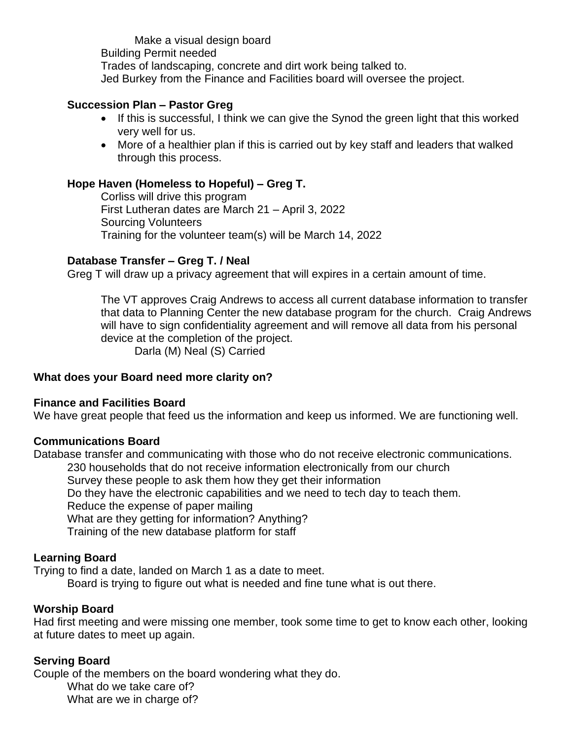Make a visual design board

Building Permit needed

Trades of landscaping, concrete and dirt work being talked to.

Jed Burkey from the Finance and Facilities board will oversee the project.

**Succession Plan – Pastor Greg**

- If this is successful, I think we can give the Synod the green light that this worked very well for us.
- More of a healthier plan if this is carried out by key staff and leaders that walked through this process.

**Hope Haven (Homeless to Hopeful) – Greg T.**

Corliss will drive this program

First Lutheran dates are March 21 – April 3, 2022

Sourcing Volunteers

Training for the volunteer team(s) will be March 14, 2022

**Database Transfer – Greg T. / Neal**

Greg T will draw up a privacy agreement that will expires in a certain amount of time.

The VT approves Craig Andrews to access all current database information to transfer that data to Planning Center the new database program for the church. Craig Andrews will have to sign confidentiality agreement and will remove all data from his personal device at the completion of the project.

Darla (M) Neal (S) Carried

**What does your Board need more clarity on?**

**Finance and Facilities Board**

We have great people that feed us the information and keep us informed. We are functioning well.

**Communications Board**

Database transfer and communicating with those who do not receive electronic communications.

230 households that do not receive information electronically from our church

Survey these people to ask them how they get their information

Do they have the electronic capabilities and we need to tech day to teach them.

Reduce the expense of paper mailing

What are they getting for information? Anything?

Training of the new database platform for staff

**Learning Board**

Trying to find a date, landed on March 1 as a date to meet.

Board is trying to figure out what is needed and fine tune what is out there.

**Worship Board**

Had first meeting and were missing one member, took some time to get to know each other, looking at future dates to meet up again.

**Serving Board**

Couple of the members on the board wondering what they do.

What do we take care of?

What are we in charge of?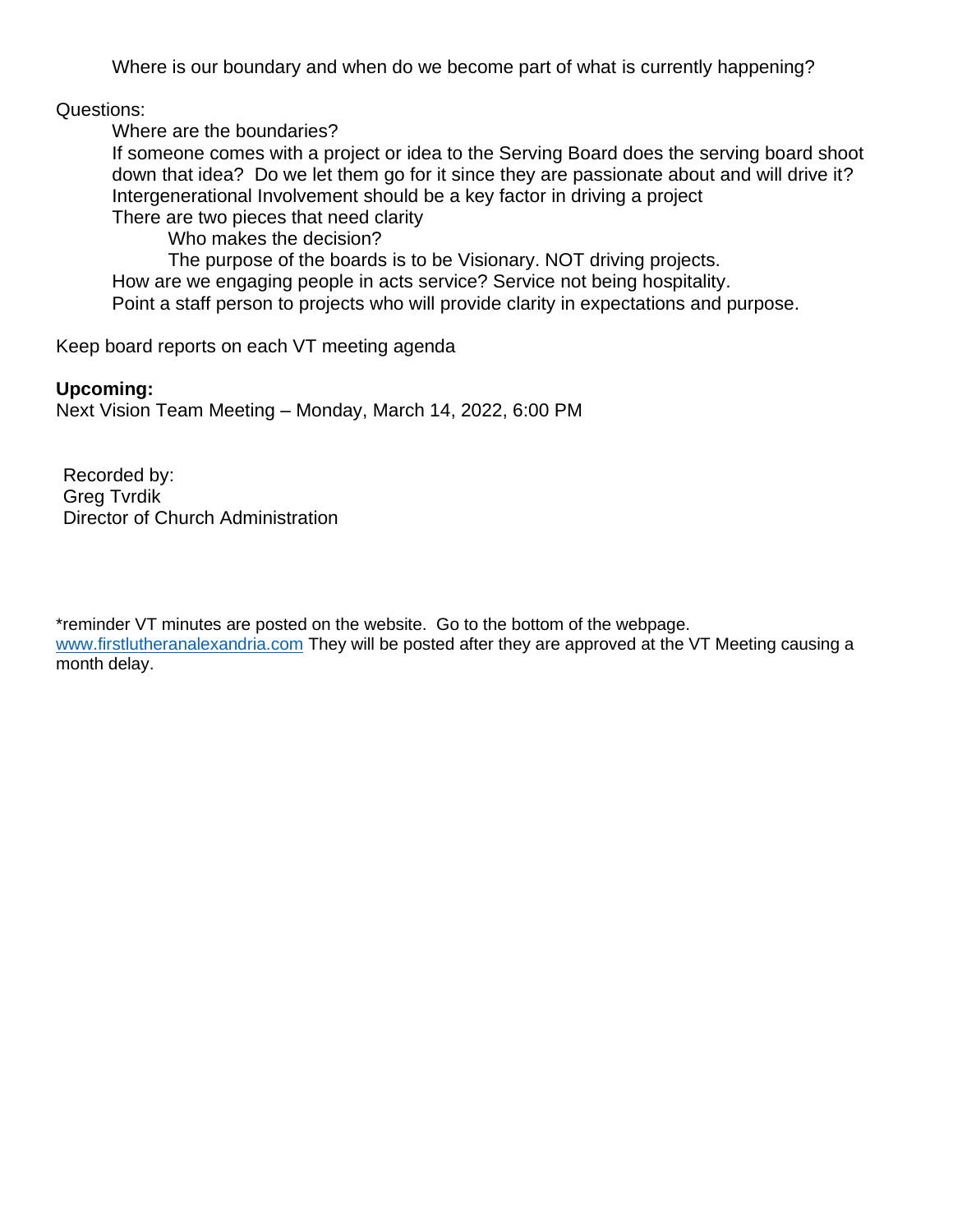Where is our boundary and when do we become part of what is currently happening?

Questions:

- Where are the boundaries?
- If someone comes with a project or idea to the Serving Board does the serving board shoot down that idea? Do we let them go for it since they are passionate about and will drive it?
- Intergenerational Involvement should be a key factor in driving a project
- There are two pieces that need clarity
  - Who makes the decision?
  - The purpose of the boards is to be Visionary. NOT driving projects.
- How are we engaging people in acts service? Service not being hospitality.
- Point a staff person to projects who will provide clarity in expectations and purpose.

Keep board reports on each VT meeting agenda

**Upcoming:**

Next Vision Team Meeting – Monday, March 14, 2022, 6:00 PM

Recorded by:
Greg Tvrdik
Director of Church Administration

*reminder VT minutes are posted on the website. Go to the bottom of the webpage. www.firstlutheranalexandria.com They will be posted after they are approved at the VT Meeting causing a month delay.